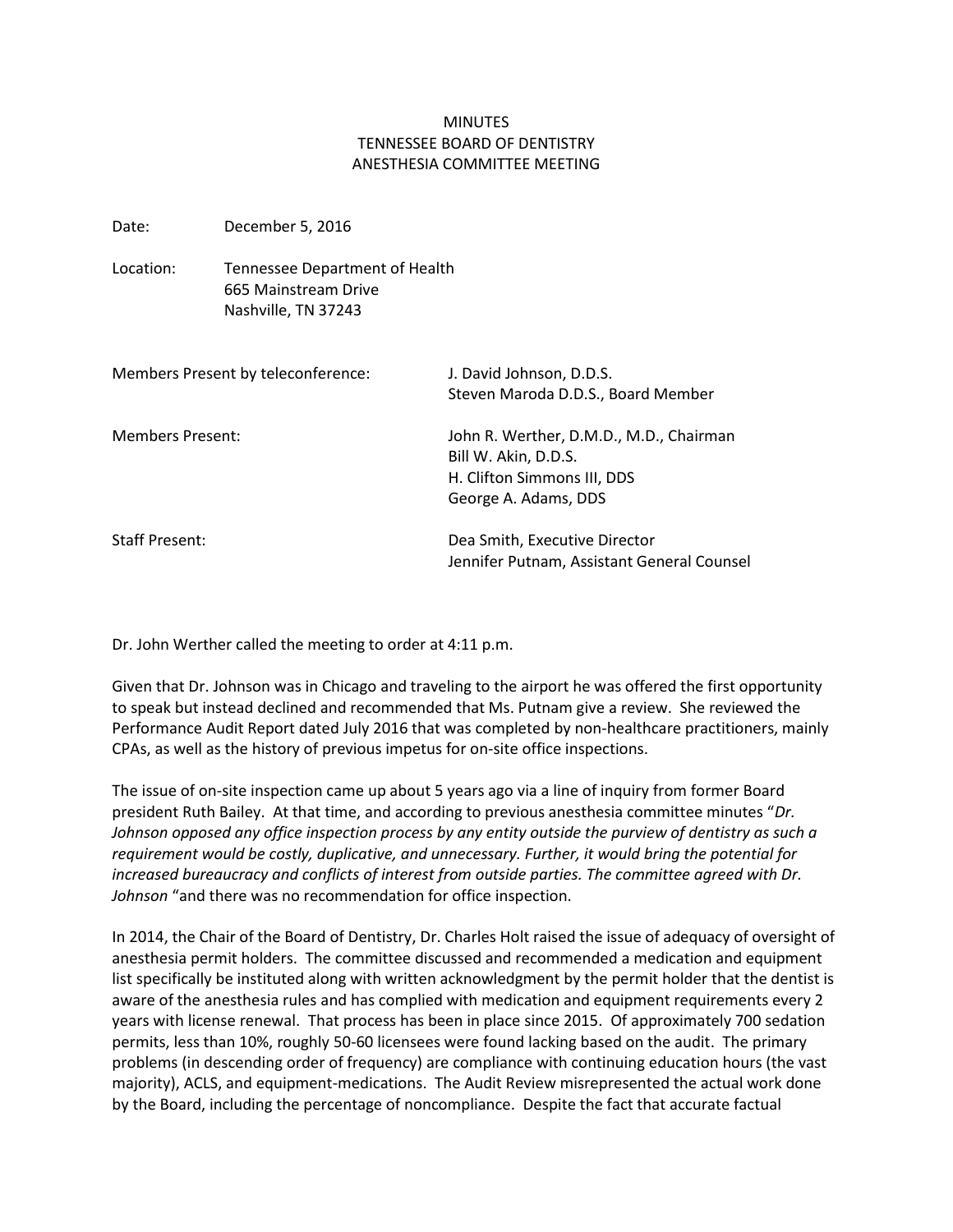# MINUTES
# TENNESSEE BOARD OF DENTISTRY
# ANESTHESIA COMMITTEE MEETING

Date: December 5, 2016

Location: Tennessee Department of Health
665 Mainstream Drive
Nashville, TN 37243

Members Present by teleconference: J. David Johnson, D.D.S.
Steven Maroda D.D.S., Board Member

Members Present: John R. Werther, D.M.D., M.D., Chairman
Bill W. Akin, D.D.S.
H. Clifton Simmons III, DDS
George A. Adams, DDS

Staff Present: Dea Smith, Executive Director
Jennifer Putnam, Assistant General Counsel

Dr. John Werther called the meeting to order at 4:11 p.m.

Given that Dr. Johnson was in Chicago and traveling to the airport he was offered the first opportunity to speak but instead declined and recommended that Ms. Putnam give a review. She reviewed the Performance Audit Report dated July 2016 that was completed by non-healthcare practitioners, mainly CPAs, as well as the history of previous impetus for on-site office inspections.

The issue of on-site inspection came up about 5 years ago via a line of inquiry from former Board president Ruth Bailey. At that time, and according to previous anesthesia committee minutes "*Dr. Johnson opposed any office inspection process by any entity outside the purview of dentistry as such a requirement would be costly, duplicative, and unnecessary. Further, it would bring the potential for increased bureaucracy and conflicts of interest from outside parties. The committee agreed with Dr. Johnson* "and there was no recommendation for office inspection.

In 2014, the Chair of the Board of Dentistry, Dr. Charles Holt raised the issue of adequacy of oversight of anesthesia permit holders. The committee discussed and recommended a medication and equipment list specifically be instituted along with written acknowledgment by the permit holder that the dentist is aware of the anesthesia rules and has complied with medication and equipment requirements every 2 years with license renewal. That process has been in place since 2015. Of approximately 700 sedation permits, less than 10%, roughly 50-60 licensees were found lacking based on the audit. The primary problems (in descending order of frequency) are compliance with continuing education hours (the vast majority), ACLS, and equipment-medications. The Audit Review misrepresented the actual work done by the Board, including the percentage of noncompliance. Despite the fact that accurate factual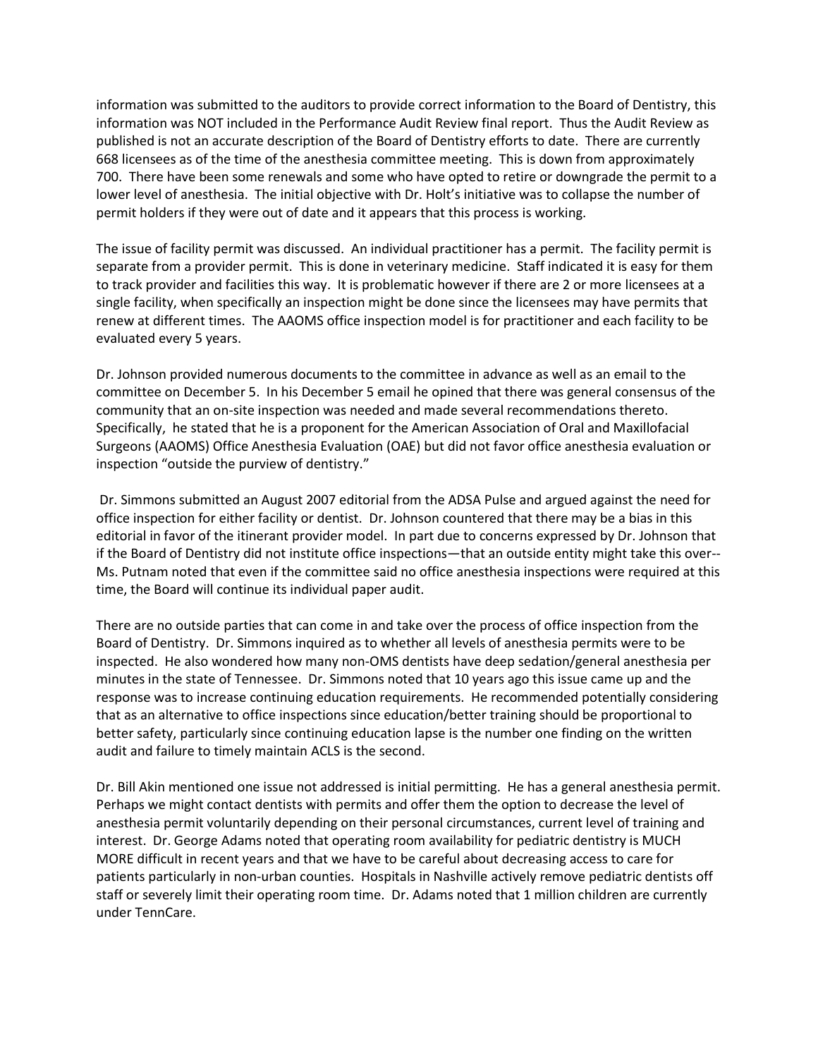information was submitted to the auditors to provide correct information to the Board of Dentistry, this information was NOT included in the Performance Audit Review final report. Thus the Audit Review as published is not an accurate description of the Board of Dentistry efforts to date. There are currently 668 licensees as of the time of the anesthesia committee meeting. This is down from approximately 700. There have been some renewals and some who have opted to retire or downgrade the permit to a lower level of anesthesia. The initial objective with Dr. Holt's initiative was to collapse the number of permit holders if they were out of date and it appears that this process is working.

The issue of facility permit was discussed. An individual practitioner has a permit. The facility permit is separate from a provider permit. This is done in veterinary medicine. Staff indicated it is easy for them to track provider and facilities this way. It is problematic however if there are 2 or more licensees at a single facility, when specifically an inspection might be done since the licensees may have permits that renew at different times. The AAOMS office inspection model is for practitioner and each facility to be evaluated every 5 years.

Dr. Johnson provided numerous documents to the committee in advance as well as an email to the committee on December 5. In his December 5 email he opined that there was general consensus of the community that an on-site inspection was needed and made several recommendations thereto. Specifically, he stated that he is a proponent for the American Association of Oral and Maxillofacial Surgeons (AAOMS) Office Anesthesia Evaluation (OAE) but did not favor office anesthesia evaluation or inspection "outside the purview of dentistry."

Dr. Simmons submitted an August 2007 editorial from the ADSA Pulse and argued against the need for office inspection for either facility or dentist. Dr. Johnson countered that there may be a bias in this editorial in favor of the itinerant provider model. In part due to concerns expressed by Dr. Johnson that if the Board of Dentistry did not institute office inspections—that an outside entity might take this over--Ms. Putnam noted that even if the committee said no office anesthesia inspections were required at this time, the Board will continue its individual paper audit.

There are no outside parties that can come in and take over the process of office inspection from the Board of Dentistry. Dr. Simmons inquired as to whether all levels of anesthesia permits were to be inspected. He also wondered how many non-OMS dentists have deep sedation/general anesthesia per minutes in the state of Tennessee. Dr. Simmons noted that 10 years ago this issue came up and the response was to increase continuing education requirements. He recommended potentially considering that as an alternative to office inspections since education/better training should be proportional to better safety, particularly since continuing education lapse is the number one finding on the written audit and failure to timely maintain ACLS is the second.

Dr. Bill Akin mentioned one issue not addressed is initial permitting. He has a general anesthesia permit. Perhaps we might contact dentists with permits and offer them the option to decrease the level of anesthesia permit voluntarily depending on their personal circumstances, current level of training and interest. Dr. George Adams noted that operating room availability for pediatric dentistry is MUCH MORE difficult in recent years and that we have to be careful about decreasing access to care for patients particularly in non-urban counties. Hospitals in Nashville actively remove pediatric dentists off staff or severely limit their operating room time. Dr. Adams noted that 1 million children are currently under TennCare.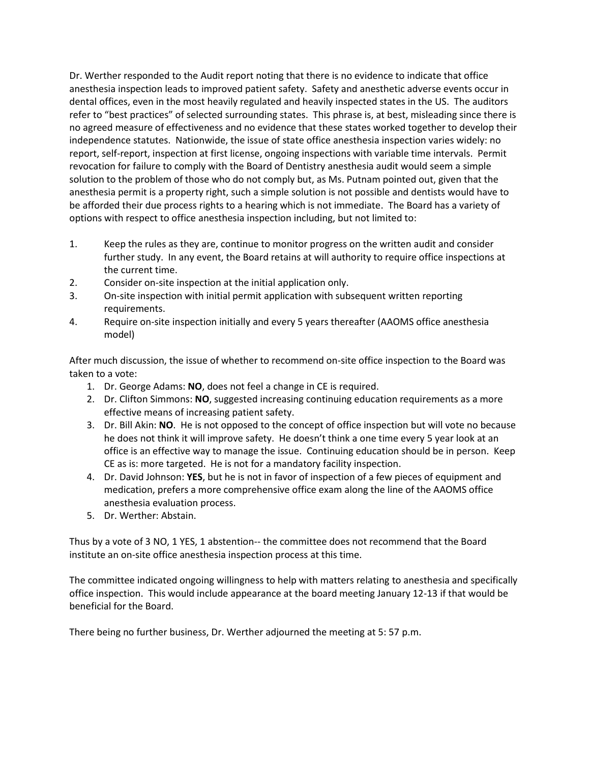Dr. Werther responded to the Audit report noting that there is no evidence to indicate that office anesthesia inspection leads to improved patient safety. Safety and anesthetic adverse events occur in dental offices, even in the most heavily regulated and heavily inspected states in the US. The auditors refer to "best practices" of selected surrounding states. This phrase is, at best, misleading since there is no agreed measure of effectiveness and no evidence that these states worked together to develop their independence statutes. Nationwide, the issue of state office anesthesia inspection varies widely: no report, self-report, inspection at first license, ongoing inspections with variable time intervals. Permit revocation for failure to comply with the Board of Dentistry anesthesia audit would seem a simple solution to the problem of those who do not comply but, as Ms. Putnam pointed out, given that the anesthesia permit is a property right, such a simple solution is not possible and dentists would have to be afforded their due process rights to a hearing which is not immediate. The Board has a variety of options with respect to office anesthesia inspection including, but not limited to:

1. Keep the rules as they are, continue to monitor progress on the written audit and consider further study. In any event, the Board retains at will authority to require office inspections at the current time.
2. Consider on-site inspection at the initial application only.
3. On-site inspection with initial permit application with subsequent written reporting requirements.
4. Require on-site inspection initially and every 5 years thereafter (AAOMS office anesthesia model)

After much discussion, the issue of whether to recommend on-site office inspection to the Board was taken to a vote:

1. Dr. George Adams: **NO**, does not feel a change in CE is required.
2. Dr. Clifton Simmons: **NO**, suggested increasing continuing education requirements as a more effective means of increasing patient safety.
3. Dr. Bill Akin: **NO**. He is not opposed to the concept of office inspection but will vote no because he does not think it will improve safety. He doesn't think a one time every 5 year look at an office is an effective way to manage the issue. Continuing education should be in person. Keep CE as is: more targeted. He is not for a mandatory facility inspection.
4. Dr. David Johnson: **YES**, but he is not in favor of inspection of a few pieces of equipment and medication, prefers a more comprehensive office exam along the line of the AAOMS office anesthesia evaluation process.
5. Dr. Werther: Abstain.

Thus by a vote of 3 NO, 1 YES, 1 abstention-- the committee does not recommend that the Board institute an on-site office anesthesia inspection process at this time.

The committee indicated ongoing willingness to help with matters relating to anesthesia and specifically office inspection. This would include appearance at the board meeting January 12-13 if that would be beneficial for the Board.

There being no further business, Dr. Werther adjourned the meeting at 5: 57 p.m.